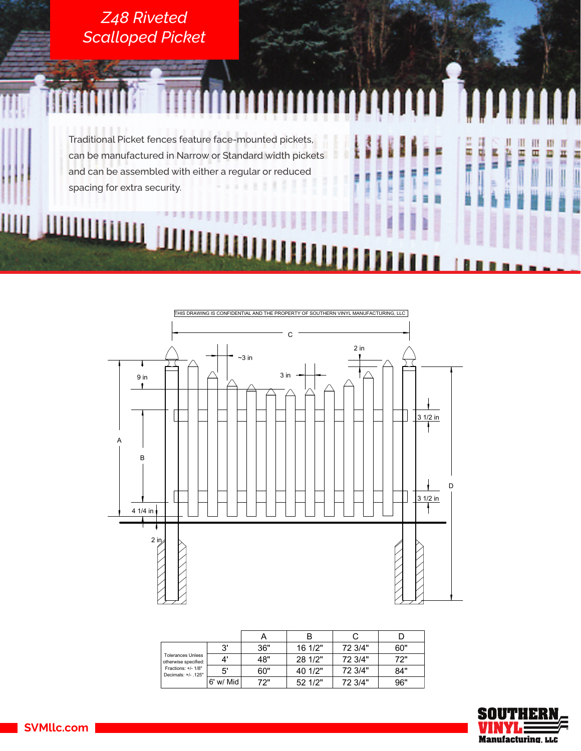# Z48 Riveted Scalloped Picket

Traditional Picket fences feature face-mounted pickets, can be manufactured in Narrow or Standard width pickets and can be assembled with either a regular or reduced spacing for extra security.

THIS DRAWING IS CONFIDENTIAL AND THE PROPERTY OF SOUTHERN VINYL MANUFACTURING, LLC

C

~3 in

2 in

3 in

9 in

A

B

3 1/2 in

D

3 1/2 in

4 1/4 in

2 in

| Tolerances Unless otherwise specified: Fractions: +/- 1/8" Decimals: +/- .125" | | A | B | C | D |
|---|---|---|---|---|---|
| | 3' | 36" | 16 1/2" | 72 3/4" | 60" |
| | 4' | 48" | 28 1/2" | 72 3/4" | 72" |
| | 5' | 60" | 40 1/2" | 72 3/4" | 84" |
| | 6' w/ Mid | 72" | 52 1/2" | 72 3/4" | 96" |

SVMllc.com

SOUTHERN VINYL Manufacturing, LLC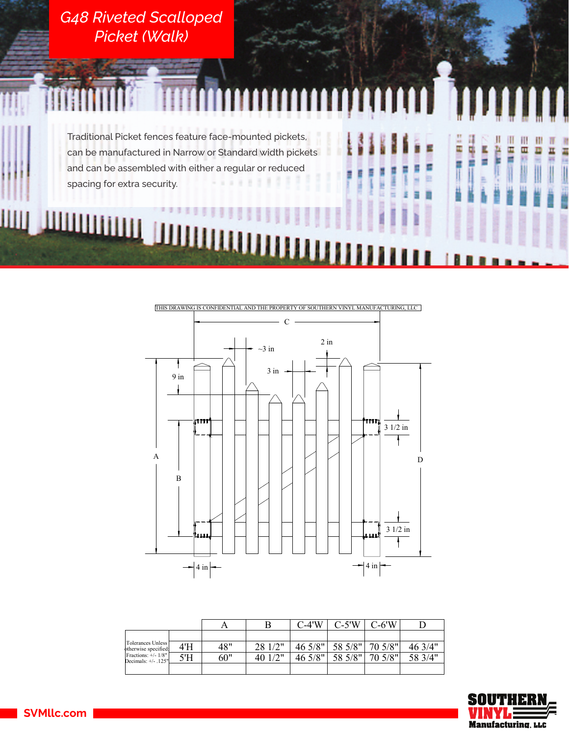# G48 Riveted Scalloped Picket (Walk)

Traditional Picket fences feature face-mounted pickets, can be manufactured in Narrow or Standard width pickets and can be assembled with either a regular or reduced spacing for extra security.

THIS DRAWING IS CONFIDENTIAL AND THE PROPERTY OF SOUTHERN VINYL MANUFACTURING, LLC

C

~3 in

2 in

3 in

9 in

3 1/2 in

A

B

D

3 1/2 in

4 in

4 in

| | | A | B | C-4'W | C-5'W | C-6'W | D |
|---|---|---|---|---|---|---|---|
| Tolerances Unless otherwise specified: Fractions: +/- 1/8" Decimals: +/- .125" | 4'H | 48" | 28 1/2" | 46 5/8" | 58 5/8" | 70 5/8" | 46 3/4" |
| | 5'H | 60" | 40 1/2" | 46 5/8" | 58 5/8" | 70 5/8" | 58 3/4" |

SVMllc.com

SOUTHERN VINYL Manufacturing, LLC